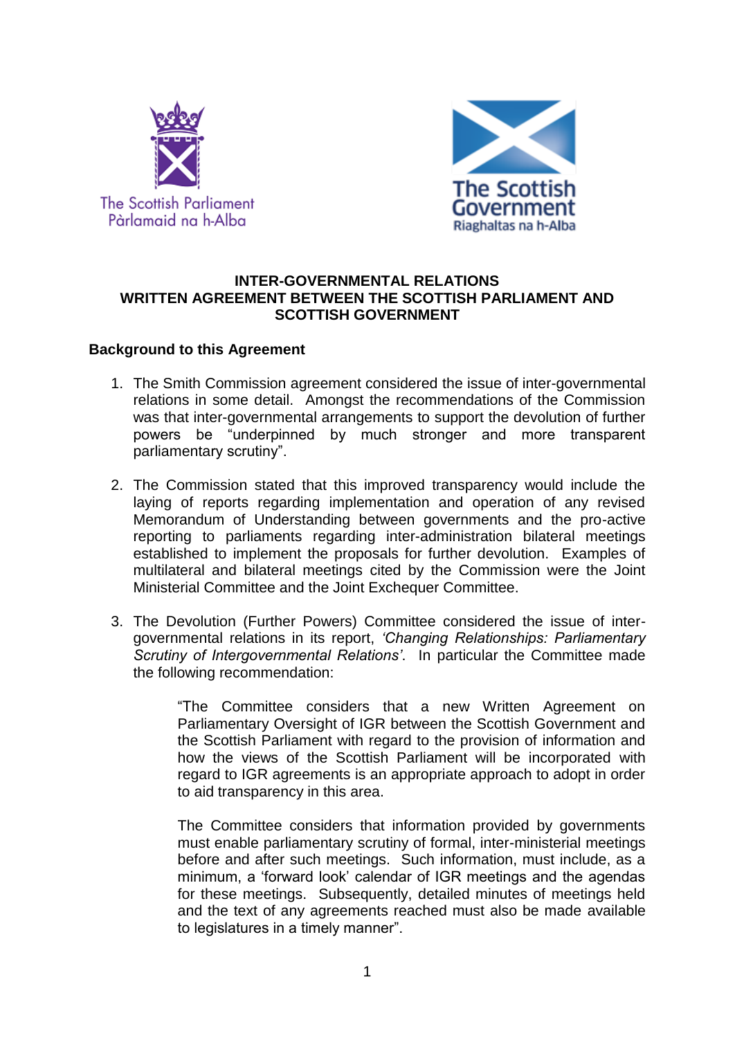The Scottish Parliament
Pàrlamaid na h-Alba

The Scottish Government
Riaghaltas na h-Alba

# INTER-GOVERNMENTAL RELATIONS
# WRITTEN AGREEMENT BETWEEN THE SCOTTISH PARLIAMENT AND SCOTTISH GOVERNMENT

## Background to this Agreement

1. The Smith Commission agreement considered the issue of inter-governmental relations in some detail. Amongst the recommendations of the Commission was that inter-governmental arrangements to support the devolution of further powers be "underpinned by much stronger and more transparent parliamentary scrutiny".

2. The Commission stated that this improved transparency would include the laying of reports regarding implementation and operation of any revised Memorandum of Understanding between governments and the pro-active reporting to parliaments regarding inter-administration bilateral meetings established to implement the proposals for further devolution. Examples of multilateral and bilateral meetings cited by the Commission were the Joint Ministerial Committee and the Joint Exchequer Committee.

3. The Devolution (Further Powers) Committee considered the issue of inter-governmental relations in its report, *'Changing Relationships: Parliamentary Scrutiny of Intergovernmental Relations'*. In particular the Committee made the following recommendation:

> "The Committee considers that a new Written Agreement on Parliamentary Oversight of IGR between the Scottish Government and the Scottish Parliament with regard to the provision of information and how the views of the Scottish Parliament will be incorporated with regard to IGR agreements is an appropriate approach to adopt in order to aid transparency in this area.
>
> The Committee considers that information provided by governments must enable parliamentary scrutiny of formal, inter-ministerial meetings before and after such meetings. Such information, must include, as a minimum, a 'forward look' calendar of IGR meetings and the agendas for these meetings. Subsequently, detailed minutes of meetings held and the text of any agreements reached must also be made available to legislatures in a timely manner".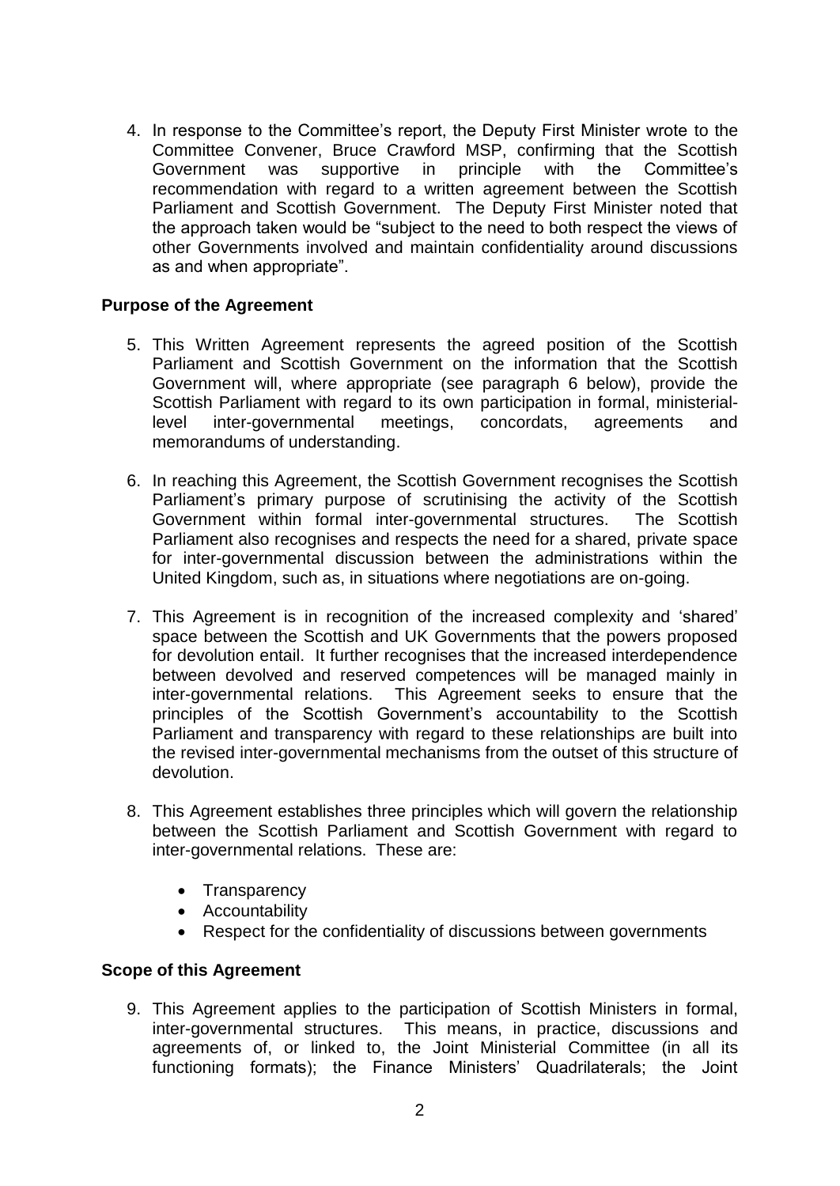4. In response to the Committee's report, the Deputy First Minister wrote to the Committee Convener, Bruce Crawford MSP, confirming that the Scottish Government was supportive in principle with the Committee's recommendation with regard to a written agreement between the Scottish Parliament and Scottish Government. The Deputy First Minister noted that the approach taken would be "subject to the need to both respect the views of other Governments involved and maintain confidentiality around discussions as and when appropriate".

**Purpose of the Agreement**

5. This Written Agreement represents the agreed position of the Scottish Parliament and Scottish Government on the information that the Scottish Government will, where appropriate (see paragraph 6 below), provide the Scottish Parliament with regard to its own participation in formal, ministerial-level inter-governmental meetings, concordats, agreements and memorandums of understanding.

6. In reaching this Agreement, the Scottish Government recognises the Scottish Parliament's primary purpose of scrutinising the activity of the Scottish Government within formal inter-governmental structures. The Scottish Parliament also recognises and respects the need for a shared, private space for inter-governmental discussion between the administrations within the United Kingdom, such as, in situations where negotiations are on-going.

7. This Agreement is in recognition of the increased complexity and 'shared' space between the Scottish and UK Governments that the powers proposed for devolution entail. It further recognises that the increased interdependence between devolved and reserved competences will be managed mainly in inter-governmental relations. This Agreement seeks to ensure that the principles of the Scottish Government's accountability to the Scottish Parliament and transparency with regard to these relationships are built into the revised inter-governmental mechanisms from the outset of this structure of devolution.

8. This Agreement establishes three principles which will govern the relationship between the Scottish Parliament and Scottish Government with regard to inter-governmental relations. These are:

   - Transparency
   - Accountability
   - Respect for the confidentiality of discussions between governments

**Scope of this Agreement**

9. This Agreement applies to the participation of Scottish Ministers in formal, inter-governmental structures. This means, in practice, discussions and agreements of, or linked to, the Joint Ministerial Committee (in all its functioning formats); the Finance Ministers' Quadrilaterals; the Joint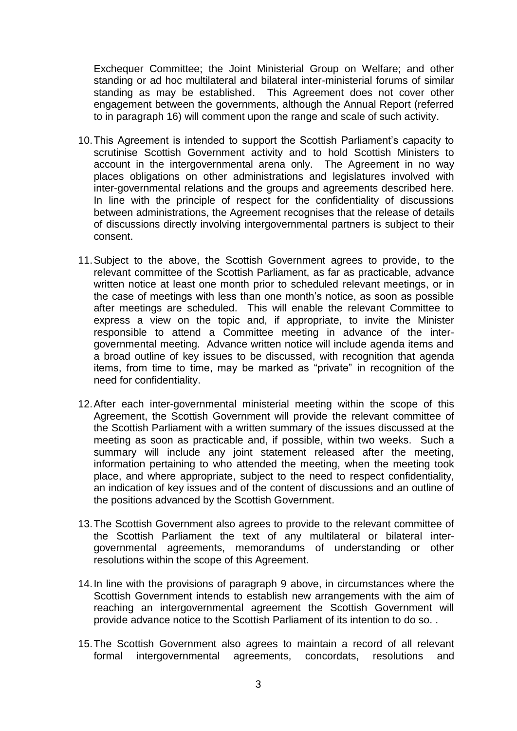Exchequer Committee; the Joint Ministerial Group on Welfare; and other standing or ad hoc multilateral and bilateral inter-ministerial forums of similar standing as may be established. This Agreement does not cover other engagement between the governments, although the Annual Report (referred to in paragraph 16) will comment upon the range and scale of such activity.

10. This Agreement is intended to support the Scottish Parliament's capacity to scrutinise Scottish Government activity and to hold Scottish Ministers to account in the intergovernmental arena only. The Agreement in no way places obligations on other administrations and legislatures involved with inter-governmental relations and the groups and agreements described here. In line with the principle of respect for the confidentiality of discussions between administrations, the Agreement recognises that the release of details of discussions directly involving intergovernmental partners is subject to their consent.

11. Subject to the above, the Scottish Government agrees to provide, to the relevant committee of the Scottish Parliament, as far as practicable, advance written notice at least one month prior to scheduled relevant meetings, or in the case of meetings with less than one month's notice, as soon as possible after meetings are scheduled. This will enable the relevant Committee to express a view on the topic and, if appropriate, to invite the Minister responsible to attend a Committee meeting in advance of the inter-governmental meeting. Advance written notice will include agenda items and a broad outline of key issues to be discussed, with recognition that agenda items, from time to time, may be marked as "private" in recognition of the need for confidentiality.

12. After each inter-governmental ministerial meeting within the scope of this Agreement, the Scottish Government will provide the relevant committee of the Scottish Parliament with a written summary of the issues discussed at the meeting as soon as practicable and, if possible, within two weeks. Such a summary will include any joint statement released after the meeting, information pertaining to who attended the meeting, when the meeting took place, and where appropriate, subject to the need to respect confidentiality, an indication of key issues and of the content of discussions and an outline of the positions advanced by the Scottish Government.

13. The Scottish Government also agrees to provide to the relevant committee of the Scottish Parliament the text of any multilateral or bilateral inter-governmental agreements, memorandums of understanding or other resolutions within the scope of this Agreement.

14. In line with the provisions of paragraph 9 above, in circumstances where the Scottish Government intends to establish new arrangements with the aim of reaching an intergovernmental agreement the Scottish Government will provide advance notice to the Scottish Parliament of its intention to do so. .

15. The Scottish Government also agrees to maintain a record of all relevant formal intergovernmental agreements, concordats, resolutions and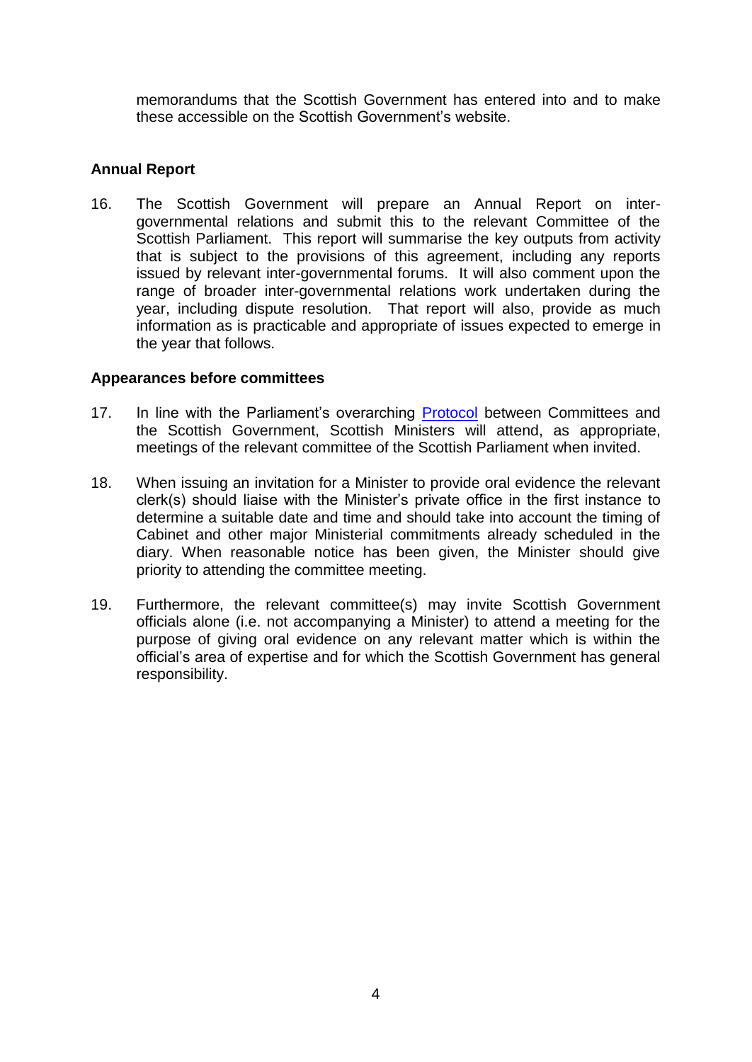memorandums that the Scottish Government has entered into and to make these accessible on the Scottish Government's website.

**Annual Report**

16. The Scottish Government will prepare an Annual Report on inter-governmental relations and submit this to the relevant Committee of the Scottish Parliament. This report will summarise the key outputs from activity that is subject to the provisions of this agreement, including any reports issued by relevant inter-governmental forums. It will also comment upon the range of broader inter-governmental relations work undertaken during the year, including dispute resolution. That report will also, provide as much information as is practicable and appropriate of issues expected to emerge in the year that follows.

**Appearances before committees**

17. In line with the Parliament's overarching Protocol between Committees and the Scottish Government, Scottish Ministers will attend, as appropriate, meetings of the relevant committee of the Scottish Parliament when invited.

18. When issuing an invitation for a Minister to provide oral evidence the relevant clerk(s) should liaise with the Minister's private office in the first instance to determine a suitable date and time and should take into account the timing of Cabinet and other major Ministerial commitments already scheduled in the diary. When reasonable notice has been given, the Minister should give priority to attending the committee meeting.

19. Furthermore, the relevant committee(s) may invite Scottish Government officials alone (i.e. not accompanying a Minister) to attend a meeting for the purpose of giving oral evidence on any relevant matter which is within the official's area of expertise and for which the Scottish Government has general responsibility.